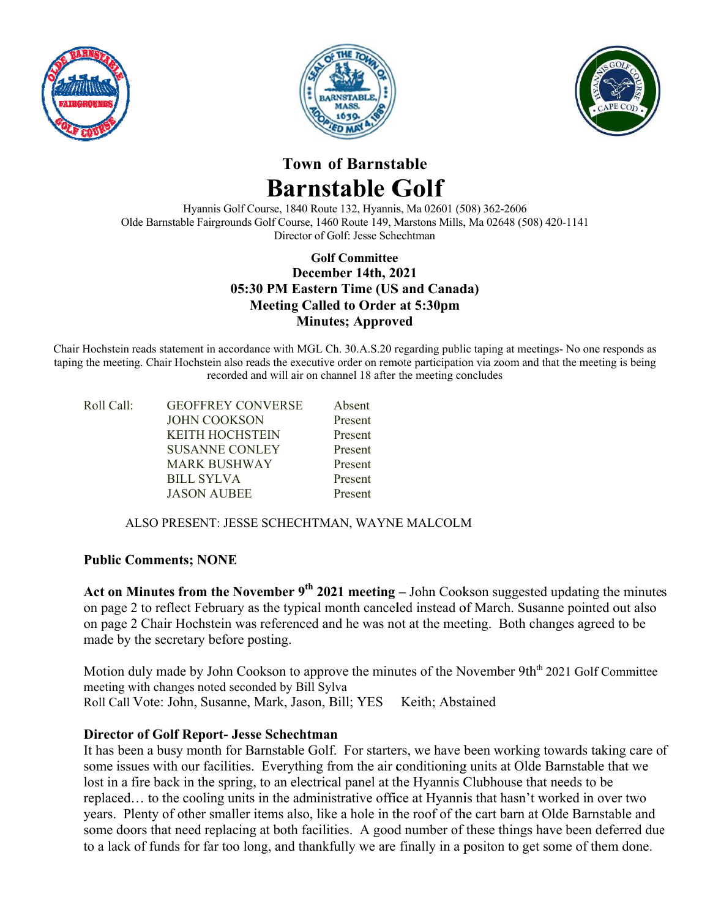# Town of Barnstable

# Barnstable Golf

Hyannis Golf Course, 1840 Route 132, Hyannis, Ma 02601 (508) 362-2606
Olde Barnstable Fairgrounds Golf Course, 1460 Route 149, Marstons Mills, Ma 02648 (508) 420-1141
Director of Golf: Jesse Schechtman

**Golf Committee**
**December 14th, 2021**
**05:30 PM Eastern Time (US and Canada)**
**Meeting Called to Order at 5:30pm**
**Minutes; Approved**

Chair Hochstein reads statement in accordance with MGL Ch. 30.A.S.20 regarding public taping at meetings- No one responds as taping the meeting. Chair Hochstein also reads the executive order on remote participation via zoom and that the meeting is being recorded and will air on channel 18 after the meeting concludes

| Roll Call: | GEOFFREY CONVERSE | Absent |
|---|---|---|
| | JOHN COOKSON | Present |
| | KEITH HOCHSTEIN | Present |
| | SUSANNE CONLEY | Present |
| | MARK BUSHWAY | Present |
| | BILL SYLVA | Present |
| | JASON AUBEE | Present |

ALSO PRESENT: JESSE SCHECHTMAN, WAYNE MALCOLM

**Public Comments; NONE**

**Act on Minutes from the November 9th 2021 meeting –** John Cookson suggested updating the minutes on page 2 to reflect February as the typical month canceled instead of March. Susanne pointed out also on page 2 Chair Hochstein was referenced and he was not at the meeting. Both changes agreed to be made by the secretary before posting.

Motion duly made by John Cookson to approve the minutes of the November 9th 2021 Golf Committee meeting with changes noted seconded by Bill Sylva
Roll Call Vote: John, Susanne, Mark, Jason, Bill; YES Keith; Abstained

**Director of Golf Report- Jesse Schechtman**
It has been a busy month for Barnstable Golf. For starters, we have been working towards taking care of some issues with our facilities. Everything from the air conditioning units at Olde Barnstable that we lost in a fire back in the spring, to an electrical panel at the Hyannis Clubhouse that needs to be replaced… to the cooling units in the administrative office at Hyannis that hasn't worked in over two years. Plenty of other smaller items also, like a hole in the roof of the cart barn at Olde Barnstable and some doors that need replacing at both facilities. A good number of these things have been deferred due to a lack of funds for far too long, and thankfully we are finally in a positon to get some of them done.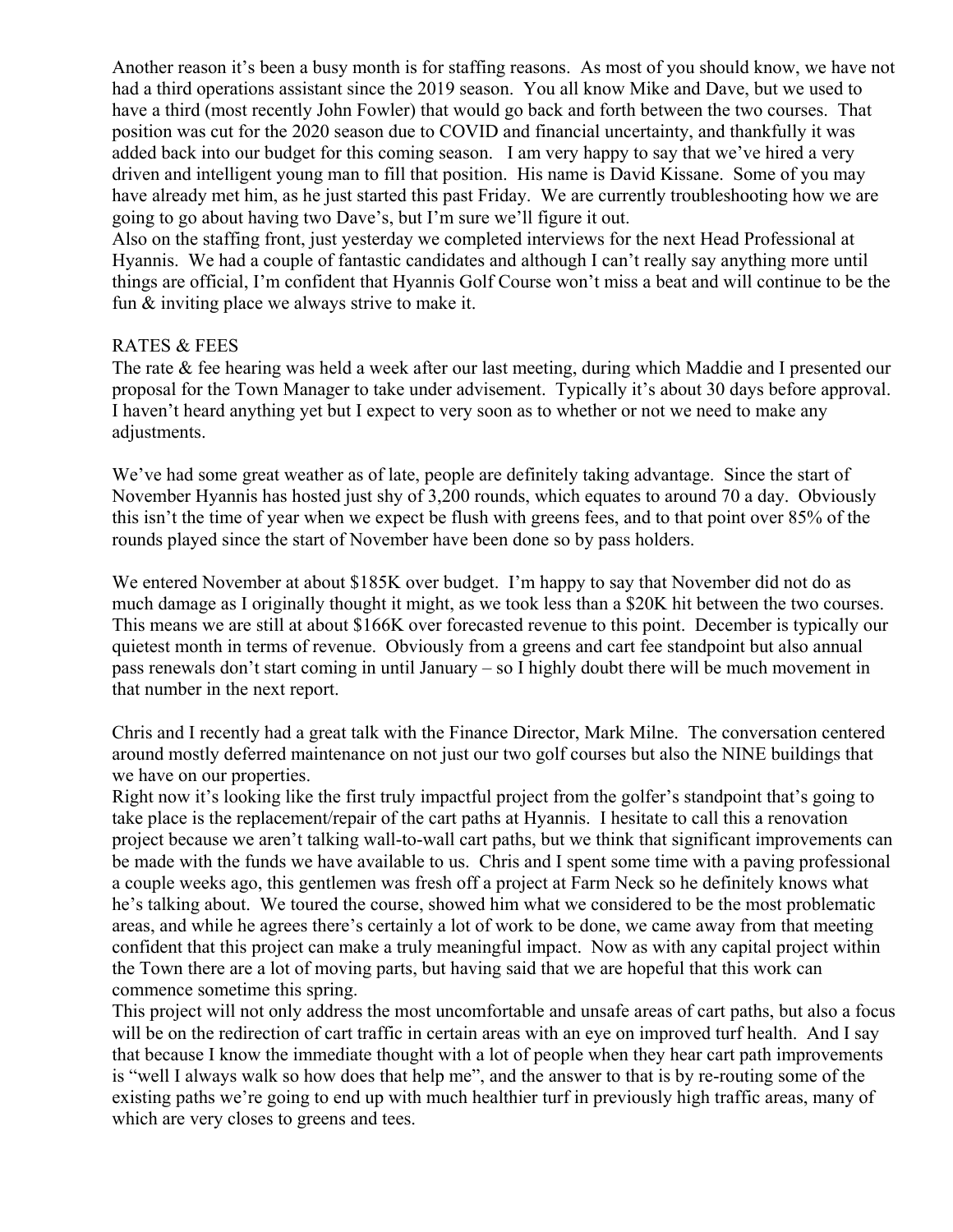Another reason it's been a busy month is for staffing reasons. As most of you should know, we have not had a third operations assistant since the 2019 season. You all know Mike and Dave, but we used to have a third (most recently John Fowler) that would go back and forth between the two courses. That position was cut for the 2020 season due to COVID and financial uncertainty, and thankfully it was added back into our budget for this coming season. I am very happy to say that we've hired a very driven and intelligent young man to fill that position. His name is David Kissane. Some of you may have already met him, as he just started this past Friday. We are currently troubleshooting how we are going to go about having two Dave's, but I'm sure we'll figure it out.

Also on the staffing front, just yesterday we completed interviews for the next Head Professional at Hyannis. We had a couple of fantastic candidates and although I can't really say anything more until things are official, I'm confident that Hyannis Golf Course won't miss a beat and will continue to be the fun & inviting place we always strive to make it.

RATES & FEES

The rate & fee hearing was held a week after our last meeting, during which Maddie and I presented our proposal for the Town Manager to take under advisement. Typically it's about 30 days before approval. I haven't heard anything yet but I expect to very soon as to whether or not we need to make any adjustments.

We've had some great weather as of late, people are definitely taking advantage. Since the start of November Hyannis has hosted just shy of 3,200 rounds, which equates to around 70 a day. Obviously this isn't the time of year when we expect be flush with greens fees, and to that point over 85% of the rounds played since the start of November have been done so by pass holders.

We entered November at about $185K over budget. I'm happy to say that November did not do as much damage as I originally thought it might, as we took less than a $20K hit between the two courses. This means we are still at about $166K over forecasted revenue to this point. December is typically our quietest month in terms of revenue. Obviously from a greens and cart fee standpoint but also annual pass renewals don't start coming in until January – so I highly doubt there will be much movement in that number in the next report.

Chris and I recently had a great talk with the Finance Director, Mark Milne. The conversation centered around mostly deferred maintenance on not just our two golf courses but also the NINE buildings that we have on our properties.

Right now it's looking like the first truly impactful project from the golfer's standpoint that's going to take place is the replacement/repair of the cart paths at Hyannis. I hesitate to call this a renovation project because we aren't talking wall-to-wall cart paths, but we think that significant improvements can be made with the funds we have available to us. Chris and I spent some time with a paving professional a couple weeks ago, this gentlemen was fresh off a project at Farm Neck so he definitely knows what he's talking about. We toured the course, showed him what we considered to be the most problematic areas, and while he agrees there's certainly a lot of work to be done, we came away from that meeting confident that this project can make a truly meaningful impact. Now as with any capital project within the Town there are a lot of moving parts, but having said that we are hopeful that this work can commence sometime this spring.

This project will not only address the most uncomfortable and unsafe areas of cart paths, but also a focus will be on the redirection of cart traffic in certain areas with an eye on improved turf health. And I say that because I know the immediate thought with a lot of people when they hear cart path improvements is "well I always walk so how does that help me", and the answer to that is by re-routing some of the existing paths we're going to end up with much healthier turf in previously high traffic areas, many of which are very closes to greens and tees.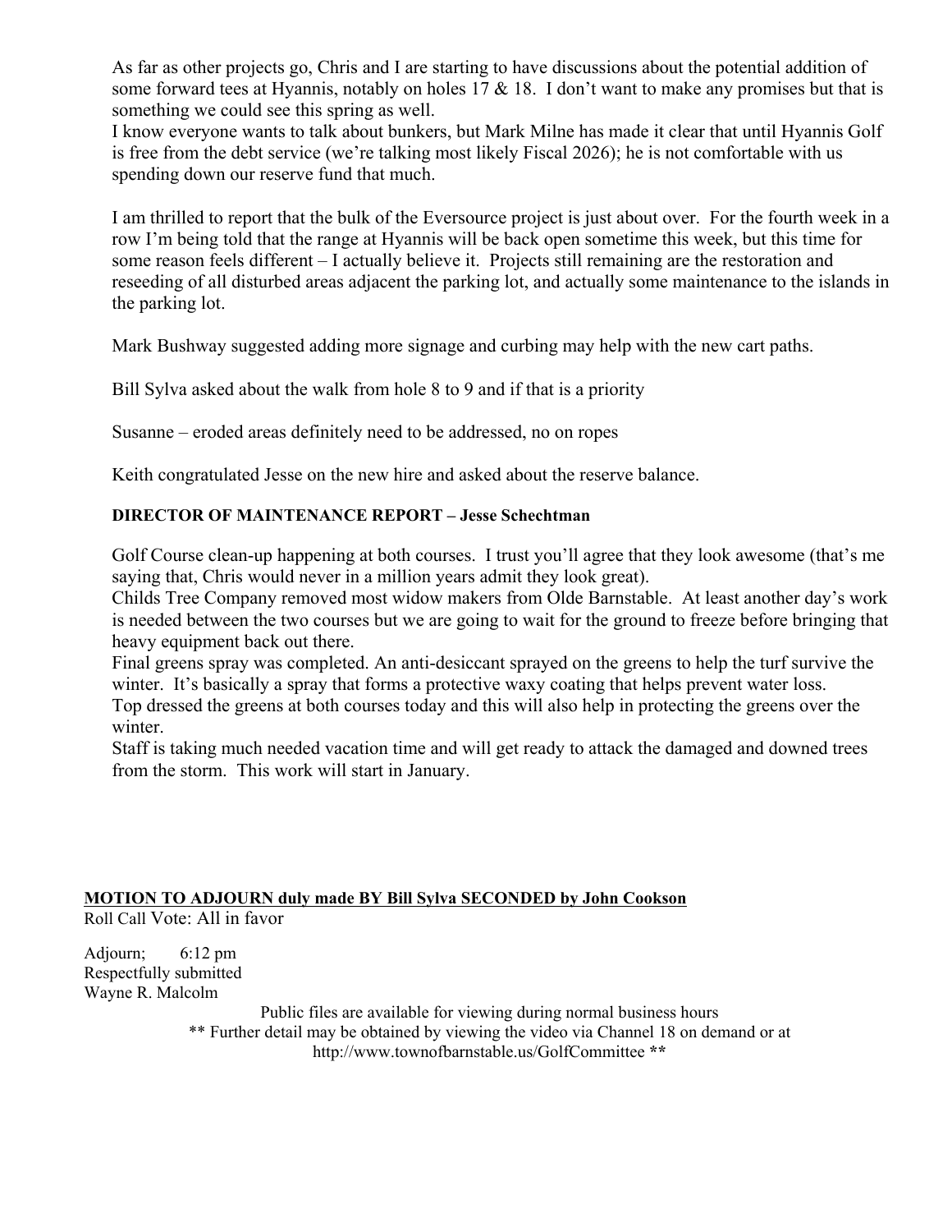As far as other projects go, Chris and I are starting to have discussions about the potential addition of some forward tees at Hyannis, notably on holes 17 & 18. I don't want to make any promises but that is something we could see this spring as well.
I know everyone wants to talk about bunkers, but Mark Milne has made it clear that until Hyannis Golf is free from the debt service (we're talking most likely Fiscal 2026); he is not comfortable with us spending down our reserve fund that much.

I am thrilled to report that the bulk of the Eversource project is just about over. For the fourth week in a row I'm being told that the range at Hyannis will be back open sometime this week, but this time for some reason feels different – I actually believe it. Projects still remaining are the restoration and reseeding of all disturbed areas adjacent the parking lot, and actually some maintenance to the islands in the parking lot.

Mark Bushway suggested adding more signage and curbing may help with the new cart paths.

Bill Sylva asked about the walk from hole 8 to 9 and if that is a priority

Susanne – eroded areas definitely need to be addressed, no on ropes

Keith congratulated Jesse on the new hire and asked about the reserve balance.

**DIRECTOR OF MAINTENANCE REPORT – Jesse Schechtman**

Golf Course clean-up happening at both courses. I trust you'll agree that they look awesome (that's me saying that, Chris would never in a million years admit they look great).
Childs Tree Company removed most widow makers from Olde Barnstable. At least another day's work is needed between the two courses but we are going to wait for the ground to freeze before bringing that heavy equipment back out there.
Final greens spray was completed. An anti-desiccant sprayed on the greens to help the turf survive the winter. It's basically a spray that forms a protective waxy coating that helps prevent water loss.
Top dressed the greens at both courses today and this will also help in protecting the greens over the winter.
Staff is taking much needed vacation time and will get ready to attack the damaged and downed trees from the storm. This work will start in January.

**MOTION TO ADJOURN duly made BY Bill Sylva SECONDED by John Cookson**
Roll Call Vote: All in favor

Adjourn; 6:12 pm
Respectfully submitted
Wayne R. Malcolm

Public files are available for viewing during normal business hours
** Further detail may be obtained by viewing the video via Channel 18 on demand or at http://www.townofbarnstable.us/GolfCommittee **